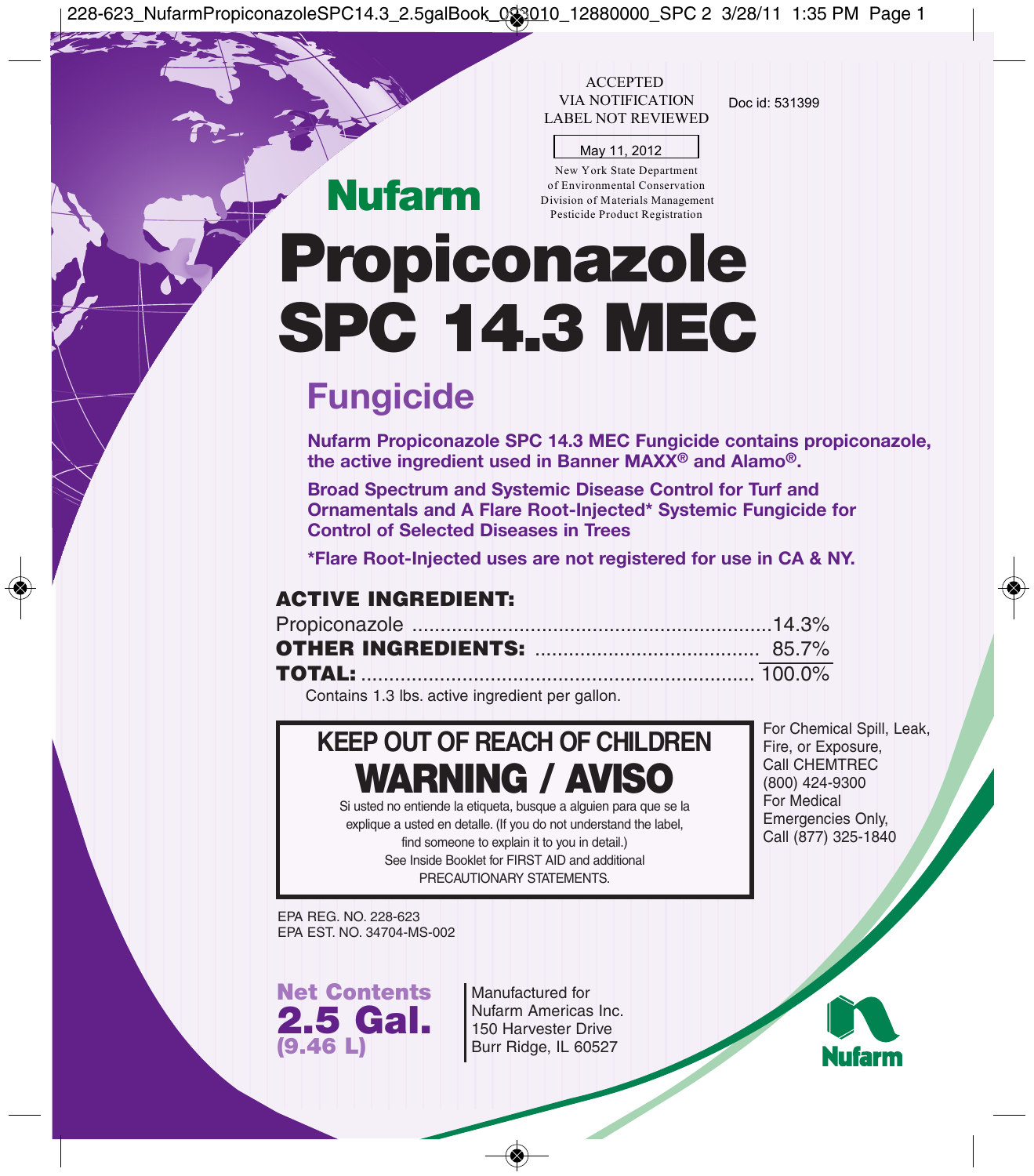ACCEPTED
VIA NOTIFICATION
LABEL NOT REVIEWED

May 11, 2012

New York State Department
of Environmental Conservation
Division of Materials Management
Pesticide Product Registration

Doc id: 531399

Nufarm

# Propiconazole SPC 14.3 MEC

## Fungicide

**Nufarm Propiconazole SPC 14.3 MEC Fungicide contains propiconazole, the active ingredient used in Banner MAXX® and Alamo®.**

**Broad Spectrum and Systemic Disease Control for Turf and Ornamentals and A Flare Root-Injected* Systemic Fungicide for Control of Selected Diseases in Trees**

***Flare Root-Injected uses are not registered for use in CA & NY.**

| **ACTIVE INGREDIENT:** | |
|---|---|
| Propiconazole | 14.3% |
| **OTHER INGREDIENTS:** | 85.7% |
| **TOTAL:** | 100.0% |

Contains 1.3 lbs. active ingredient per gallon.

**KEEP OUT OF REACH OF CHILDREN**

**WARNING / AVISO**

Si usted no entiende la etiqueta, busque a alguien para que se la explique a usted en detalle. (If you do not understand the label, find someone to explain it to you in detail.)
See Inside Booklet for FIRST AID and additional PRECAUTIONARY STATEMENTS.

For Chemical Spill, Leak, Fire, or Exposure, Call CHEMTREC (800) 424-9300
For Medical Emergencies Only, Call (877) 325-1840

EPA REG. NO. 228-623
EPA EST. NO. 34704-MS-002

**Net Contents 2.5 Gal. (9.46 L)**

Manufactured for
Nufarm Americas Inc.
150 Harvester Drive
Burr Ridge, IL 60527

Nufarm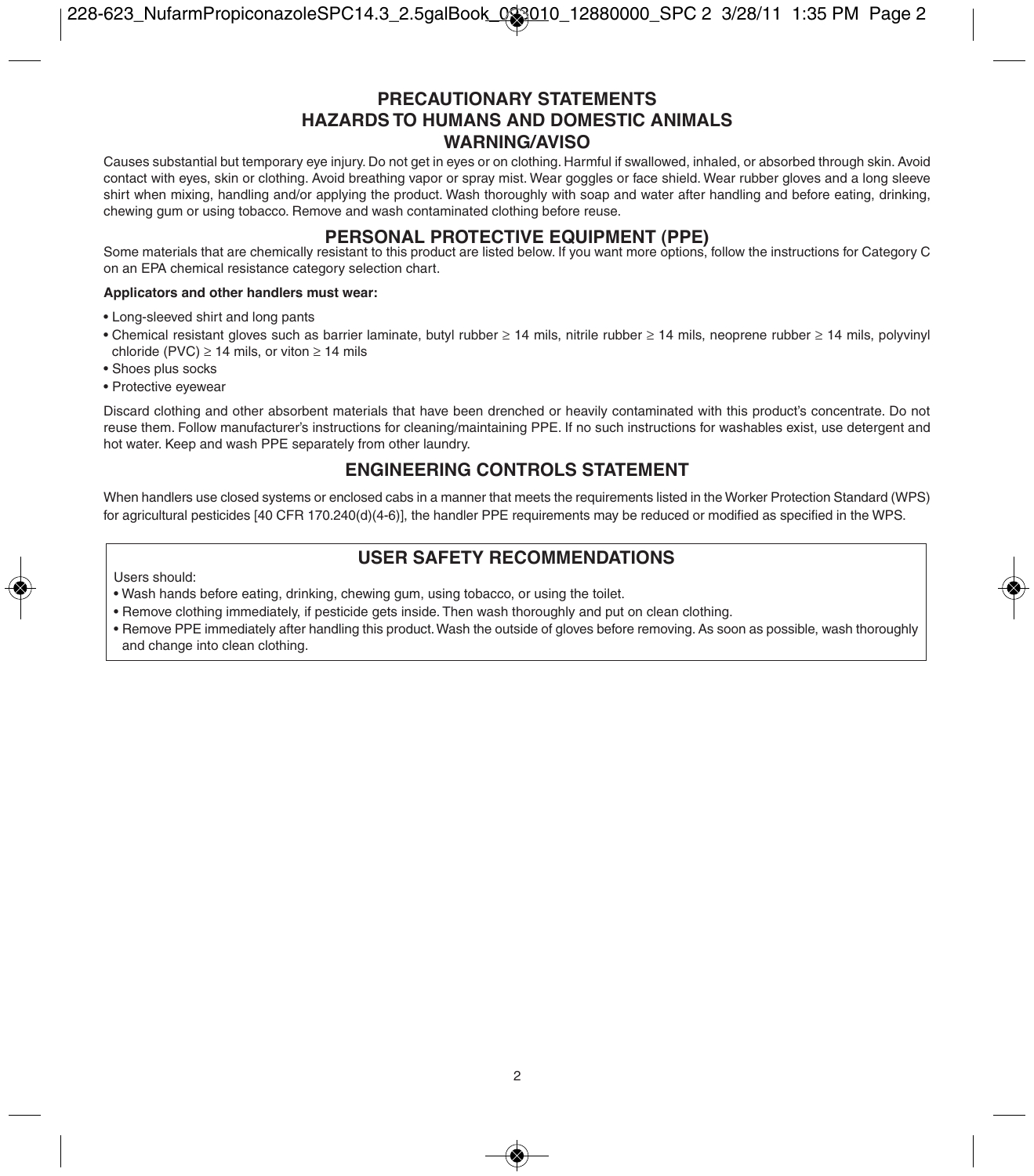## PRECAUTIONARY STATEMENTS
## HAZARDS TO HUMANS AND DOMESTIC ANIMALS
## WARNING/AVISO

Causes substantial but temporary eye injury. Do not get in eyes or on clothing. Harmful if swallowed, inhaled, or absorbed through skin. Avoid contact with eyes, skin or clothing. Avoid breathing vapor or spray mist. Wear goggles or face shield. Wear rubber gloves and a long sleeve shirt when mixing, handling and/or applying the product. Wash thoroughly with soap and water after handling and before eating, drinking, chewing gum or using tobacco. Remove and wash contaminated clothing before reuse.

## PERSONAL PROTECTIVE EQUIPMENT (PPE)

Some materials that are chemically resistant to this product are listed below. If you want more options, follow the instructions for Category C on an EPA chemical resistance category selection chart.

**Applicators and other handlers must wear:**

- Long-sleeved shirt and long pants
- Chemical resistant gloves such as barrier laminate, butyl rubber ≥ 14 mils, nitrile rubber ≥ 14 mils, neoprene rubber ≥ 14 mils, polyvinyl chloride (PVC) ≥ 14 mils, or viton ≥ 14 mils
- Shoes plus socks
- Protective eyewear

Discard clothing and other absorbent materials that have been drenched or heavily contaminated with this product's concentrate. Do not reuse them. Follow manufacturer's instructions for cleaning/maintaining PPE. If no such instructions for washables exist, use detergent and hot water. Keep and wash PPE separately from other laundry.

## ENGINEERING CONTROLS STATEMENT

When handlers use closed systems or enclosed cabs in a manner that meets the requirements listed in the Worker Protection Standard (WPS) for agricultural pesticides [40 CFR 170.240(d)(4-6)], the handler PPE requirements may be reduced or modified as specified in the WPS.

## USER SAFETY RECOMMENDATIONS

Users should:

- Wash hands before eating, drinking, chewing gum, using tobacco, or using the toilet.
- Remove clothing immediately, if pesticide gets inside. Then wash thoroughly and put on clean clothing.
- Remove PPE immediately after handling this product. Wash the outside of gloves before removing. As soon as possible, wash thoroughly and change into clean clothing.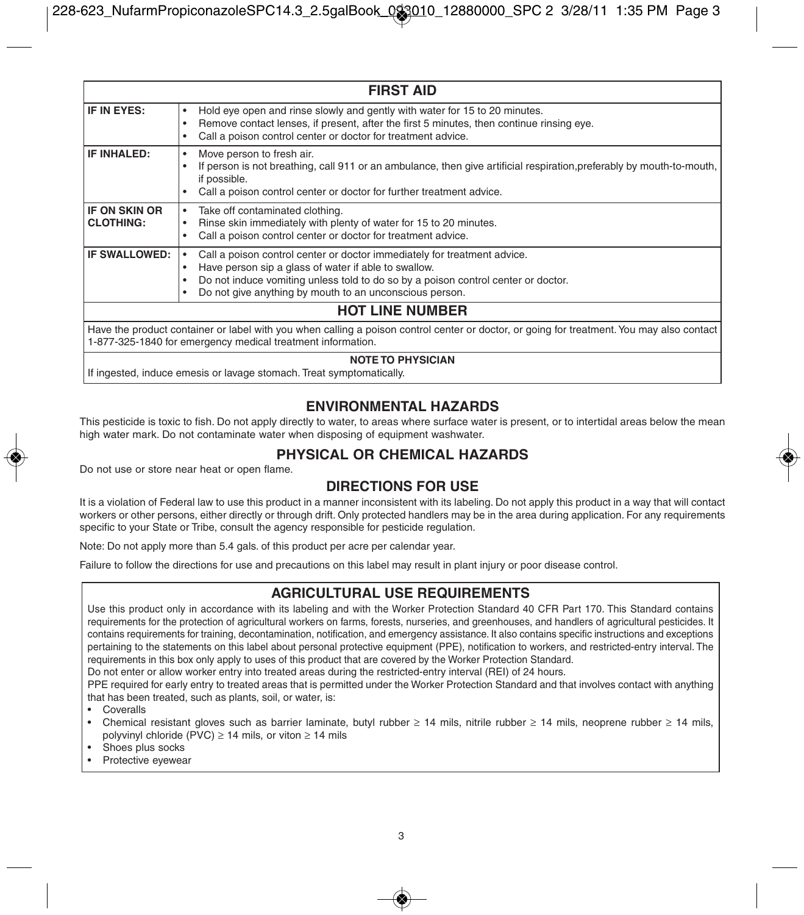## FIRST AID

| | |
|---|---|
| **IF IN EYES:** | • Hold eye open and rinse slowly and gently with water for 15 to 20 minutes.<br>• Remove contact lenses, if present, after the first 5 minutes, then continue rinsing eye.<br>• Call a poison control center or doctor for treatment advice. |
| **IF INHALED:** | • Move person to fresh air.<br>• If person is not breathing, call 911 or an ambulance, then give artificial respiration,preferably by mouth-to-mouth, if possible.<br>• Call a poison control center or doctor for further treatment advice. |
| **IF ON SKIN OR CLOTHING:** | • Take off contaminated clothing.<br>• Rinse skin immediately with plenty of water for 15 to 20 minutes.<br>• Call a poison control center or doctor for treatment advice. |
| **IF SWALLOWED:** | • Call a poison control center or doctor immediately for treatment advice.<br>• Have person sip a glass of water if able to swallow.<br>• Do not induce vomiting unless told to do so by a poison control center or doctor.<br>• Do not give anything by mouth to an unconscious person. |

### HOT LINE NUMBER

Have the product container or label with you when calling a poison control center or doctor, or going for treatment. You may also contact 1-877-325-1840 for emergency medical treatment information.

**NOTE TO PHYSICIAN**

If ingested, induce emesis or lavage stomach. Treat symptomatically.

## ENVIRONMENTAL HAZARDS

This pesticide is toxic to fish. Do not apply directly to water, to areas where surface water is present, or to intertidal areas below the mean high water mark. Do not contaminate water when disposing of equipment washwater.

## PHYSICAL OR CHEMICAL HAZARDS

Do not use or store near heat or open flame.

## DIRECTIONS FOR USE

It is a violation of Federal law to use this product in a manner inconsistent with its labeling. Do not apply this product in a way that will contact workers or other persons, either directly or through drift. Only protected handlers may be in the area during application. For any requirements specific to your State or Tribe, consult the agency responsible for pesticide regulation.

Note: Do not apply more than 5.4 gals. of this product per acre per calendar year.

Failure to follow the directions for use and precautions on this label may result in plant injury or poor disease control.

## AGRICULTURAL USE REQUIREMENTS

Use this product only in accordance with its labeling and with the Worker Protection Standard 40 CFR Part 170. This Standard contains requirements for the protection of agricultural workers on farms, forests, nurseries, and greenhouses, and handlers of agricultural pesticides. It contains requirements for training, decontamination, notification, and emergency assistance. It also contains specific instructions and exceptions pertaining to the statements on this label about personal protective equipment (PPE), notification to workers, and restricted-entry interval. The requirements in this box only apply to uses of this product that are covered by the Worker Protection Standard.

Do not enter or allow worker entry into treated areas during the restricted-entry interval (REI) of 24 hours.

PPE required for early entry to treated areas that is permitted under the Worker Protection Standard and that involves contact with anything that has been treated, such as plants, soil, or water, is:

- Coveralls
- Chemical resistant gloves such as barrier laminate, butyl rubber ≥ 14 mils, nitrile rubber ≥ 14 mils, neoprene rubber ≥ 14 mils, polyvinyl chloride (PVC) ≥ 14 mils, or viton ≥ 14 mils
- Shoes plus socks
- Protective eyewear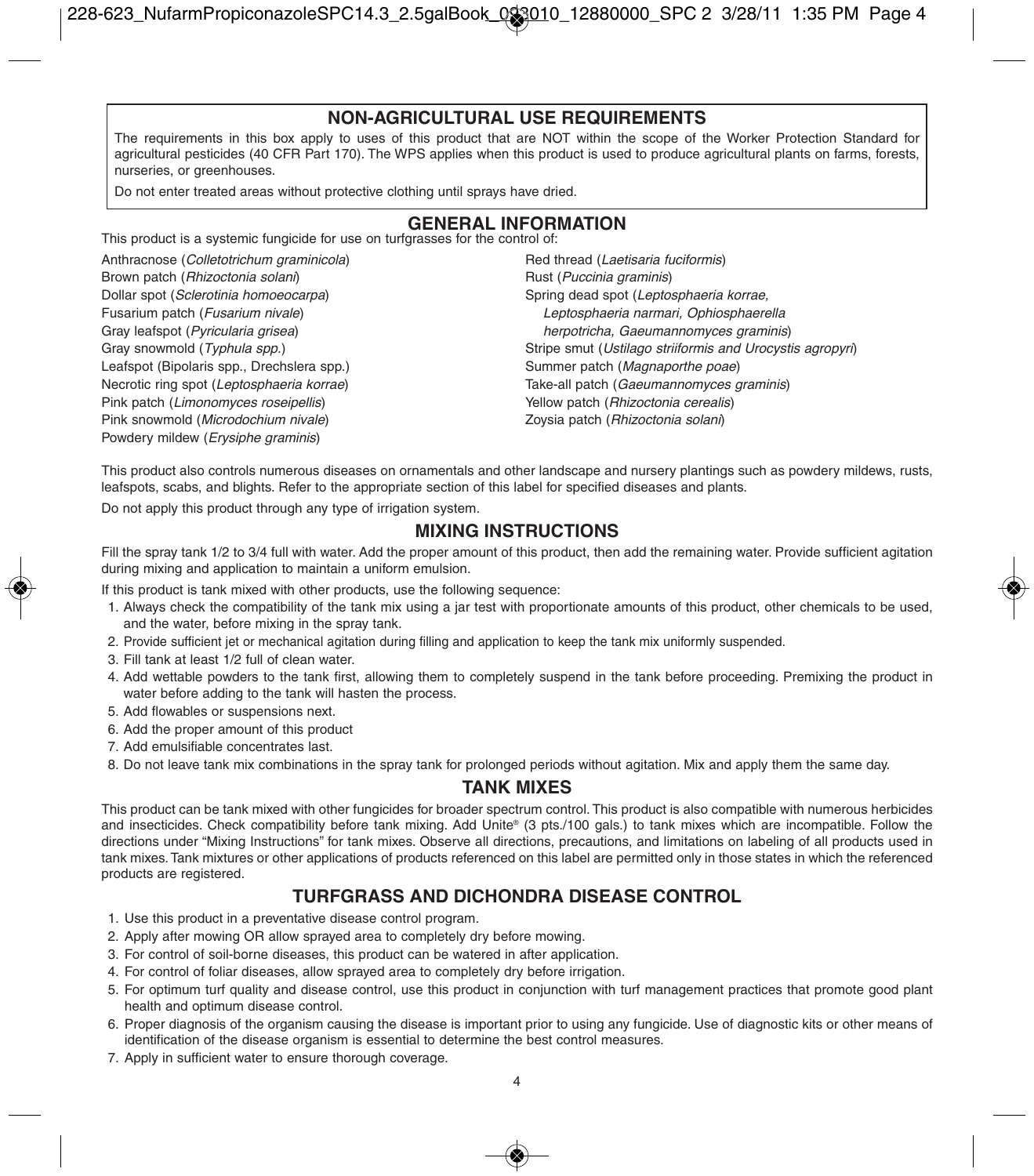## NON-AGRICULTURAL USE REQUIREMENTS

The requirements in this box apply to uses of this product that are NOT within the scope of the Worker Protection Standard for agricultural pesticides (40 CFR Part 170). The WPS applies when this product is used to produce agricultural plants on farms, forests, nurseries, or greenhouses.

Do not enter treated areas without protective clothing until sprays have dried.

## GENERAL INFORMATION

This product is a systemic fungicide for use on turfgrasses for the control of:

Anthracnose (*Colletotrichum graminicola*)
Brown patch (*Rhizoctonia solani*)
Dollar spot (*Sclerotinia homoeocarpa*)
Fusarium patch (*Fusarium nivale*)
Gray leafspot (*Pyricularia grisea*)
Gray snowmold (*Typhula spp.*)
Leafspot (Bipolaris spp., Drechslera spp.)
Necrotic ring spot (*Leptosphaeria korrae*)
Pink patch (*Limonomyces roseipellis*)
Pink snowmold (*Microdochium nivale*)
Powdery mildew (*Erysiphe graminis*)
Red thread (*Laetisaria fuciformis*)
Rust (*Puccinia graminis*)
Spring dead spot (*Leptosphaeria korrae, Leptosphaeria narmari, Ophiosphaerella herpotricha, Gaeumannomyces graminis*)
Stripe smut (*Ustilago striiformis and Urocystis agropyri*)
Summer patch (*Magnaporthe poae*)
Take-all patch (*Gaeumannomyces graminis*)
Yellow patch (*Rhizoctonia cerealis*)
Zoysia patch (*Rhizoctonia solani*)

This product also controls numerous diseases on ornamentals and other landscape and nursery plantings such as powdery mildews, rusts, leafspots, scabs, and blights. Refer to the appropriate section of this label for specified diseases and plants.

Do not apply this product through any type of irrigation system.

## MIXING INSTRUCTIONS

Fill the spray tank 1/2 to 3/4 full with water. Add the proper amount of this product, then add the remaining water. Provide sufficient agitation during mixing and application to maintain a uniform emulsion.

If this product is tank mixed with other products, use the following sequence:

1. Always check the compatibility of the tank mix using a jar test with proportionate amounts of this product, other chemicals to be used, and the water, before mixing in the spray tank.
2. Provide sufficient jet or mechanical agitation during filling and application to keep the tank mix uniformly suspended.
3. Fill tank at least 1/2 full of clean water.
4. Add wettable powders to the tank first, allowing them to completely suspend in the tank before proceeding. Premixing the product in water before adding to the tank will hasten the process.
5. Add flowables or suspensions next.
6. Add the proper amount of this product
7. Add emulsifiable concentrates last.
8. Do not leave tank mix combinations in the spray tank for prolonged periods without agitation. Mix and apply them the same day.

## TANK MIXES

This product can be tank mixed with other fungicides for broader spectrum control. This product is also compatible with numerous herbicides and insecticides. Check compatibility before tank mixing. Add Unite® (3 pts./100 gals.) to tank mixes which are incompatible. Follow the directions under "Mixing Instructions" for tank mixes. Observe all directions, precautions, and limitations on labeling of all products used in tank mixes. Tank mixtures or other applications of products referenced on this label are permitted only in those states in which the referenced products are registered.

## TURFGRASS AND DICHONDRA DISEASE CONTROL

1. Use this product in a preventative disease control program.
2. Apply after mowing OR allow sprayed area to completely dry before mowing.
3. For control of soil-borne diseases, this product can be watered in after application.
4. For control of foliar diseases, allow sprayed area to completely dry before irrigation.
5. For optimum turf quality and disease control, use this product in conjunction with turf management practices that promote good plant health and optimum disease control.
6. Proper diagnosis of the organism causing the disease is important prior to using any fungicide. Use of diagnostic kits or other means of identification of the disease organism is essential to determine the best control measures.
7. Apply in sufficient water to ensure thorough coverage.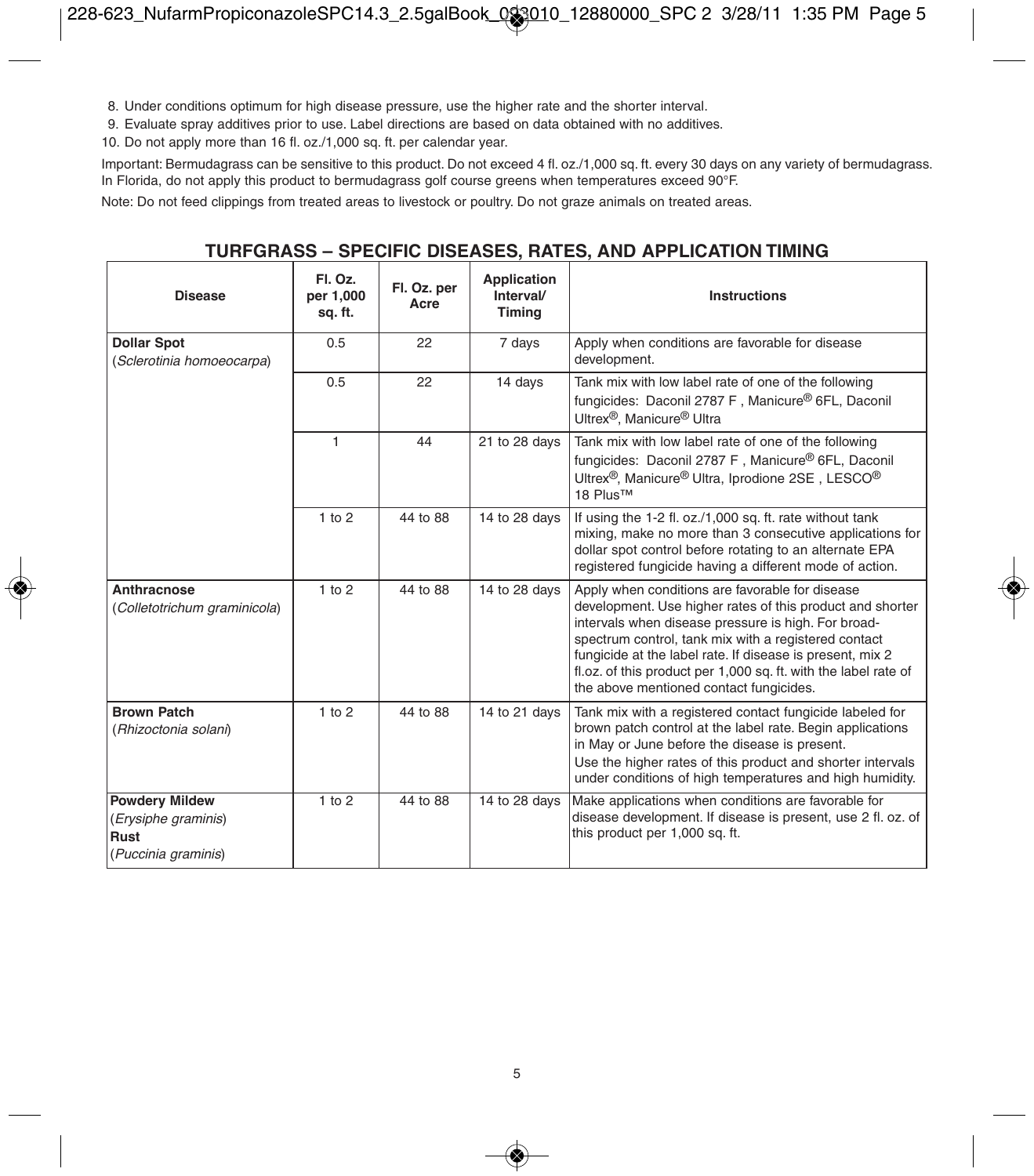8. Under conditions optimum for high disease pressure, use the higher rate and the shorter interval.
9. Evaluate spray additives prior to use. Label directions are based on data obtained with no additives.
10. Do not apply more than 16 fl. oz./1,000 sq. ft. per calendar year.

Important: Bermudagrass can be sensitive to this product. Do not exceed 4 fl. oz./1,000 sq. ft. every 30 days on any variety of bermudagrass. In Florida, do not apply this product to bermudagrass golf course greens when temperatures exceed 90°F.

Note: Do not feed clippings from treated areas to livestock or poultry. Do not graze animals on treated areas.

## TURFGRASS – SPECIFIC DISEASES, RATES, AND APPLICATION TIMING

| Disease | Fl. Oz. per 1,000 sq. ft. | Fl. Oz. per Acre | Application Interval/ Timing | Instructions |
|---|---|---|---|---|
| **Dollar Spot** (*Sclerotinia homoeocarpa*) | 0.5 | 22 | 7 days | Apply when conditions are favorable for disease development. |
| | 0.5 | 22 | 14 days | Tank mix with low label rate of one of the following fungicides: Daconil 2787 F , Manicure® 6FL, Daconil Ultrex®, Manicure® Ultra |
| | 1 | 44 | 21 to 28 days | Tank mix with low label rate of one of the following fungicides: Daconil 2787 F , Manicure® 6FL, Daconil Ultrex®, Manicure® Ultra, Iprodione 2SE , LESCO® 18 Plus™ |
| | 1 to 2 | 44 to 88 | 14 to 28 days | If using the 1-2 fl. oz./1,000 sq. ft. rate without tank mixing, make no more than 3 consecutive applications for dollar spot control before rotating to an alternate EPA registered fungicide having a different mode of action. |
| **Anthracnose** (*Colletotrichum graminicola*) | 1 to 2 | 44 to 88 | 14 to 28 days | Apply when conditions are favorable for disease development. Use higher rates of this product and shorter intervals when disease pressure is high. For broad-spectrum control, tank mix with a registered contact fungicide at the label rate. If disease is present, mix 2 fl.oz. of this product per 1,000 sq. ft. with the label rate of the above mentioned contact fungicides. |
| **Brown Patch** (*Rhizoctonia solani*) | 1 to 2 | 44 to 88 | 14 to 21 days | Tank mix with a registered contact fungicide labeled for brown patch control at the label rate. Begin applications in May or June before the disease is present. Use the higher rates of this product and shorter intervals under conditions of high temperatures and high humidity. |
| **Powdery Mildew** (*Erysiphe graminis*) **Rust** (*Puccinia graminis*) | 1 to 2 | 44 to 88 | 14 to 28 days | Make applications when conditions are favorable for disease development. If disease is present, use 2 fl. oz. of this product per 1,000 sq. ft. |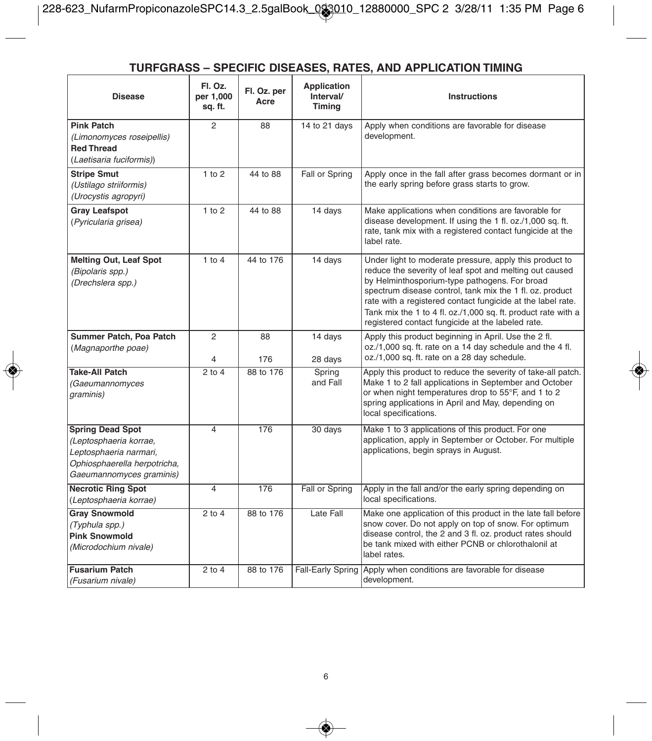## TURFGRASS – SPECIFIC DISEASES, RATES, AND APPLICATION TIMING

| Disease | Fl. Oz. per 1,000 sq. ft. | Fl. Oz. per Acre | Application Interval/ Timing | Instructions |
|---|---|---|---|---|
| **Pink Patch** *(Limonomyces roseipellis)* **Red Thread** (*Laetisaria fuciformis)*) | 2 | 88 | 14 to 21 days | Apply when conditions are favorable for disease development. |
| **Stripe Smut** *(Ustilago striiformis)* *(Urocystis agropyri)* | 1 to 2 | 44 to 88 | Fall or Spring | Apply once in the fall after grass becomes dormant or in the early spring before grass starts to grow. |
| **Gray Leafspot** (*Pyricularia grisea)* | 1 to 2 | 44 to 88 | 14 days | Make applications when conditions are favorable for disease development. If using the 1 fl. oz./1,000 sq. ft. rate, tank mix with a registered contact fungicide at the label rate. |
| **Melting Out, Leaf Spot** *(Bipolaris spp.)* *(Drechslera spp.)* | 1 to 4 | 44 to 176 | 14 days | Under light to moderate pressure, apply this product to reduce the severity of leaf spot and melting out caused by Helminthosporium-type pathogens. For broad spectrum disease control, tank mix the 1 fl. oz. product rate with a registered contact fungicide at the label rate. Tank mix the 1 to 4 fl. oz./1,000 sq. ft. product rate with a registered contact fungicide at the labeled rate. |
| **Summer Patch, Poa Patch** (*Magnaporthe poae)* | 2<br>4 | 88<br>176 | 14 days<br>28 days | Apply this product beginning in April. Use the 2 fl. oz./1,000 sq. ft. rate on a 14 day schedule and the 4 fl. oz./1,000 sq. ft. rate on a 28 day schedule. |
| **Take-All Patch** *(Gaeumannomyces graminis)* | 2 to 4 | 88 to 176 | Spring and Fall | Apply this product to reduce the severity of take-all patch. Make 1 to 2 fall applications in September and October or when night temperatures drop to 55°F, and 1 to 2 spring applications in April and May, depending on local specifications. |
| **Spring Dead Spot** *(Leptosphaeria korrae, Leptosphaeria narmari, Ophiosphaerella herpotricha, Gaeumannomyces graminis)* | 4 | 176 | 30 days | Make 1 to 3 applications of this product. For one application, apply in September or October. For multiple applications, begin sprays in August. |
| **Necrotic Ring Spot** (*Leptosphaeria korrae)* | 4 | 176 | Fall or Spring | Apply in the fall and/or the early spring depending on local specifications. |
| **Gray Snowmold** *(Typhula spp.)* **Pink Snowmold** *(Microdochium nivale)* | 2 to 4 | 88 to 176 | Late Fall | Make one application of this product in the late fall before snow cover. Do not apply on top of snow. For optimum disease control, the 2 and 3 fl. oz. product rates should be tank mixed with either PCNB or chlorothalonil at label rates. |
| **Fusarium Patch** *(Fusarium nivale)* | 2 to 4 | 88 to 176 | Fall-Early Spring | Apply when conditions are favorable for disease development. |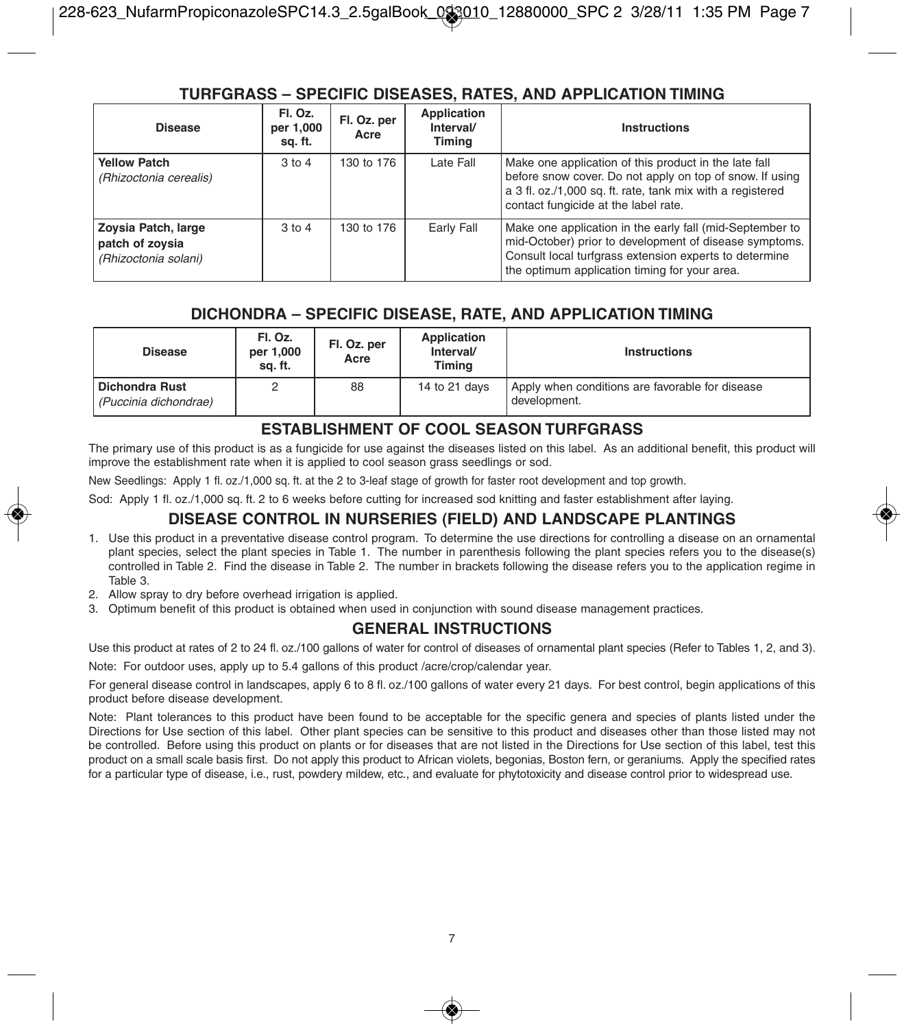## TURFGRASS – SPECIFIC DISEASES, RATES, AND APPLICATION TIMING

| Disease | Fl. Oz. per 1,000 sq. ft. | Fl. Oz. per Acre | Application Interval/ Timing | Instructions |
|---|---|---|---|---|
| **Yellow Patch** *(Rhizoctonia cerealis)* | 3 to 4 | 130 to 176 | Late Fall | Make one application of this product in the late fall before snow cover. Do not apply on top of snow. If using a 3 fl. oz./1,000 sq. ft. rate, tank mix with a registered contact fungicide at the label rate. |
| **Zoysia Patch, large patch of zoysia** *(Rhizoctonia solani)* | 3 to 4 | 130 to 176 | Early Fall | Make one application in the early fall (mid-September to mid-October) prior to development of disease symptoms. Consult local turfgrass extension experts to determine the optimum application timing for your area. |

## DICHONDRA – SPECIFIC DISEASE, RATE, AND APPLICATION TIMING

| Disease | Fl. Oz. per 1,000 sq. ft. | Fl. Oz. per Acre | Application Interval/ Timing | Instructions |
|---|---|---|---|---|
| **Dichondra Rust** *(Puccinia dichondrae)* | 2 | 88 | 14 to 21 days | Apply when conditions are favorable for disease development. |

## ESTABLISHMENT OF COOL SEASON TURFGRASS

The primary use of this product is as a fungicide for use against the diseases listed on this label. As an additional benefit, this product will improve the establishment rate when it is applied to cool season grass seedlings or sod.

New Seedlings: Apply 1 fl. oz./1,000 sq. ft. at the 2 to 3-leaf stage of growth for faster root development and top growth.

Sod: Apply 1 fl. oz./1,000 sq. ft. 2 to 6 weeks before cutting for increased sod knitting and faster establishment after laying.

## DISEASE CONTROL IN NURSERIES (FIELD) AND LANDSCAPE PLANTINGS

1. Use this product in a preventative disease control program. To determine the use directions for controlling a disease on an ornamental plant species, select the plant species in Table 1. The number in parenthesis following the plant species refers you to the disease(s) controlled in Table 2. Find the disease in Table 2. The number in brackets following the disease refers you to the application regime in Table 3.
2. Allow spray to dry before overhead irrigation is applied.
3. Optimum benefit of this product is obtained when used in conjunction with sound disease management practices.

## GENERAL INSTRUCTIONS

Use this product at rates of 2 to 24 fl. oz./100 gallons of water for control of diseases of ornamental plant species (Refer to Tables 1, 2, and 3).

Note: For outdoor uses, apply up to 5.4 gallons of this product /acre/crop/calendar year.

For general disease control in landscapes, apply 6 to 8 fl. oz./100 gallons of water every 21 days. For best control, begin applications of this product before disease development.

Note: Plant tolerances to this product have been found to be acceptable for the specific genera and species of plants listed under the Directions for Use section of this label. Other plant species can be sensitive to this product and diseases other than those listed may not be controlled. Before using this product on plants or for diseases that are not listed in the Directions for Use section of this label, test this product on a small scale basis first. Do not apply this product to African violets, begonias, Boston fern, or geraniums. Apply the specified rates for a particular type of disease, i.e., rust, powdery mildew, etc., and evaluate for phytotoxicity and disease control prior to widespread use.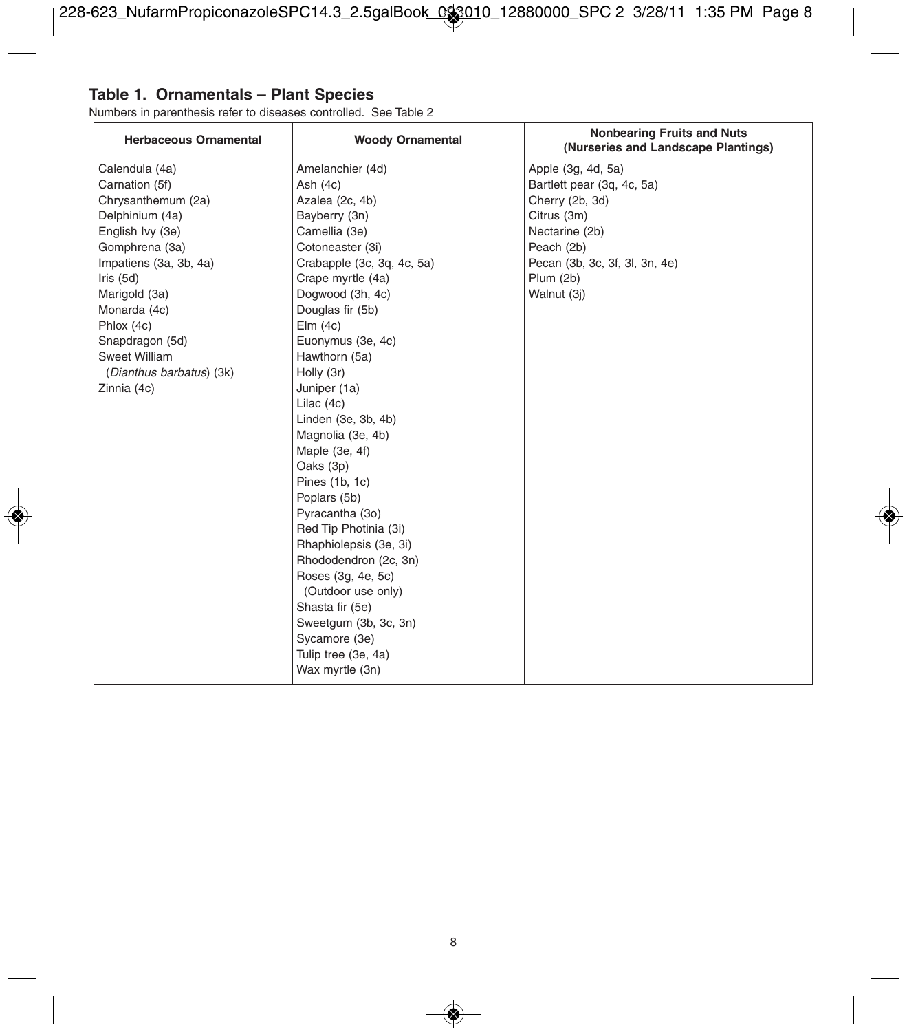## Table 1. Ornamentals – Plant Species

Numbers in parenthesis refer to diseases controlled. See Table 2

| Herbaceous Ornamental | Woody Ornamental | Nonbearing Fruits and Nuts (Nurseries and Landscape Plantings) |
|---|---|---|
| Calendula (4a) | Amelanchier (4d) | Apple (3g, 4d, 5a) |
| Carnation (5f) | Ash (4c) | Bartlett pear (3q, 4c, 5a) |
| Chrysanthemum (2a) | Azalea (2c, 4b) | Cherry (2b, 3d) |
| Delphinium (4a) | Bayberry (3n) | Citrus (3m) |
| English Ivy (3e) | Camellia (3e) | Nectarine (2b) |
| Gomphrena (3a) | Cotoneaster (3i) | Peach (2b) |
| Impatiens (3a, 3b, 4a) | Crabapple (3c, 3q, 4c, 5a) | Pecan (3b, 3c, 3f, 3l, 3n, 4e) |
| Iris (5d) | Crape myrtle (4a) | Plum (2b) |
| Marigold (3a) | Dogwood (3h, 4c) | Walnut (3j) |
| Monarda (4c) | Douglas fir (5b) | |
| Phlox (4c) | Elm (4c) | |
| Snapdragon (5d) | Euonymus (3e, 4c) | |
| Sweet William (*Dianthus barbatus*) (3k) | Hawthorn (5a) | |
| Zinnia (4c) | Holly (3r) | |
| | Juniper (1a) | |
| | Lilac (4c) | |
| | Linden (3e, 3b, 4b) | |
| | Magnolia (3e, 4b) | |
| | Maple (3e, 4f) | |
| | Oaks (3p) | |
| | Pines (1b, 1c) | |
| | Poplars (5b) | |
| | Pyracantha (3o) | |
| | Red Tip Photinia (3i) | |
| | Rhaphiolepsis (3e, 3i) | |
| | Rhododendron (2c, 3n) | |
| | Roses (3g, 4e, 5c) (Outdoor use only) | |
| | Shasta fir (5e) | |
| | Sweetgum (3b, 3c, 3n) | |
| | Sycamore (3e) | |
| | Tulip tree (3e, 4a) | |
| | Wax myrtle (3n) | |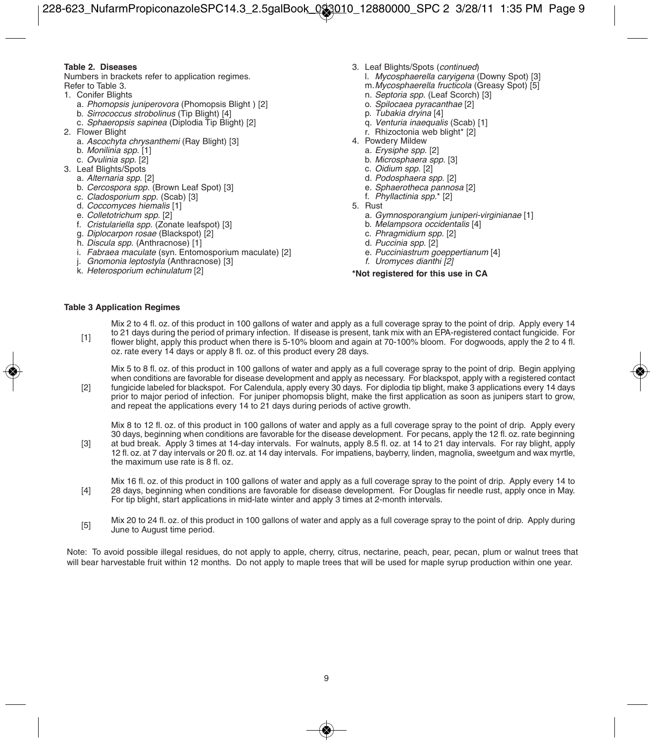**Table 2. Diseases**

Numbers in brackets refer to application regimes. Refer to Table 3.

1. Conifer Blights
   - a. *Phomopsis juniperovora* (Phomopsis Blight ) [2]
   - b. *Sirrococcus strobolinus* (Tip Blight) [4]
   - c. *Sphaeropsis sapinea* (Diplodia Tip Blight) [2]
2. Flower Blight
   - a. *Ascochyta chrysanthemi* (Ray Blight) [3]
   - b. *Monilinia spp.* [1]
   - c. *Ovulinia spp.* [2]
3. Leaf Blights/Spots
   - a. *Alternaria spp.* [2]
   - b. *Cercospora spp.* (Brown Leaf Spot) [3]
   - c. *Cladosporium spp.* (Scab) [3]
   - d. *Coccomyces hiemalis* [1]
   - e. *Colletotrichum spp.* [2]
   - f. *Cristulariella spp.* (Zonate leafspot) [3]
   - g. *Diplocarpon rosae* (Blackspot) [2]
   - h. *Discula spp.* (Anthracnose) [1]
   - i. *Fabraea maculate* (syn. Entomosporium maculate) [2]
   - j. *Gnomonia leptostyla* (Anthracnose) [3]
   - k. *Heterosporium echinulatum* [2]
   - l. *Mycosphaerella caryigena* (Downy Spot) [3]
   - m. *Mycosphaerella fructicola* (Greasy Spot) [5]
   - n. *Septoria spp.* (Leaf Scorch) [3]
   - o. *Spilocaea pyracanthae* [2]
   - p. *Tubakia dryina* [4]
   - q. *Venturia inaequalis* (Scab) [1]
   - r. Rhizoctonia web blight* [2]
4. Powdery Mildew
   - a. *Erysiphe spp.* [2]
   - b. *Microsphaera spp.* [3]
   - c. *Oidium spp.* [2]
   - d. *Podosphaera spp.* [2]
   - e. *Sphaerotheca pannosa* [2]
   - f. *Phyllactinia spp.** [2]
5. Rust
   - a. *Gymnosporangium juniperi-virginianae* [1]
   - b. *Melampsora occidentalis* [4]
   - c. *Phragmidium spp.* [2]
   - d. *Puccinia spp.* [2]
   - e. *Pucciniastrum goeppertianum* [4]
   - f. *Uromyces dianthi [2]*

**\*Not registered for this use in CA**

**Table 3 Application Regimes**

| | |
|---|---|
| [1] | Mix 2 to 4 fl. oz. of this product in 100 gallons of water and apply as a full coverage spray to the point of drip. Apply every 14 to 21 days during the period of primary infection. If disease is present, tank mix with an EPA-registered contact fungicide. For flower blight, apply this product when there is 5-10% bloom and again at 70-100% bloom. For dogwoods, apply the 2 to 4 fl. oz. rate every 14 days or apply 8 fl. oz. of this product every 28 days. |
| [2] | Mix 5 to 8 fl. oz. of this product in 100 gallons of water and apply as a full coverage spray to the point of drip. Begin applying when conditions are favorable for disease development and apply as necessary. For blackspot, apply with a registered contact fungicide labeled for blackspot. For Calendula, apply every 30 days. For diplodia tip blight, make 3 applications every 14 days prior to major period of infection. For juniper phomopsis blight, make the first application as soon as junipers start to grow, and repeat the applications every 14 to 21 days during periods of active growth. |
| [3] | Mix 8 to 12 fl. oz. of this product in 100 gallons of water and apply as a full coverage spray to the point of drip. Apply every 30 days, beginning when conditions are favorable for the disease development. For pecans, apply the 12 fl. oz. rate beginning at bud break. Apply 3 times at 14-day intervals. For walnuts, apply 8.5 fl. oz. at 14 to 21 day intervals. For ray blight, apply 12 fl. oz. at 7 day intervals or 20 fl. oz. at 14 day intervals. For impatiens, bayberry, linden, magnolia, sweetgum and wax myrtle, the maximum use rate is 8 fl. oz. |
| [4] | Mix 16 fl. oz. of this product in 100 gallons of water and apply as a full coverage spray to the point of drip. Apply every 14 to 28 days, beginning when conditions are favorable for disease development. For Douglas fir needle rust, apply once in May. For tip blight, start applications in mid-late winter and apply 3 times at 2-month intervals. |
| [5] | Mix 20 to 24 fl. oz. of this product in 100 gallons of water and apply as a full coverage spray to the point of drip. Apply during June to August time period. |

Note: To avoid possible illegal residues, do not apply to apple, cherry, citrus, nectarine, peach, pear, pecan, plum or walnut trees that will bear harvestable fruit within 12 months. Do not apply to maple trees that will be used for maple syrup production within one year.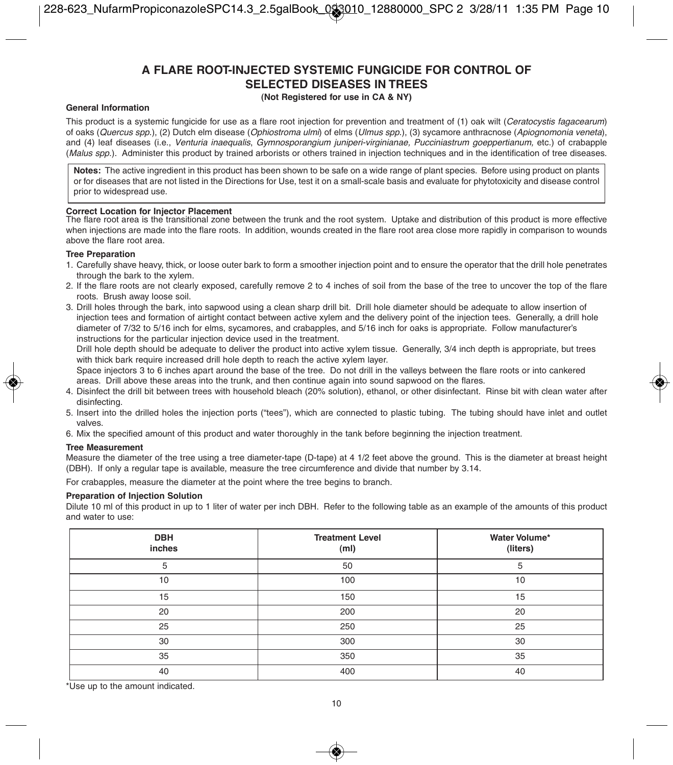# A FLARE ROOT-INJECTED SYSTEMIC FUNGICIDE FOR CONTROL OF SELECTED DISEASES IN TREES

**(Not Registered for use in CA & NY)**

### General Information

This product is a systemic fungicide for use as a flare root injection for prevention and treatment of (1) oak wilt (*Ceratocystis fagacearum*) of oaks (*Quercus spp.*), (2) Dutch elm disease (*Ophiostroma ulmi*) of elms (*Ulmus spp.*), (3) sycamore anthracnose (*Apiognomonia veneta*), and (4) leaf diseases (i.e., *Venturia inaequalis*, *Gymnosporangium juniperi-virginianae, Pucciniastrum goeppertianum,* etc.) of crabapple (*Malus spp.*). Administer this product by trained arborists or others trained in injection techniques and in the identification of tree diseases.

**Notes:** The active ingredient in this product has been shown to be safe on a wide range of plant species. Before using product on plants or for diseases that are not listed in the Directions for Use, test it on a small-scale basis and evaluate for phytotoxicity and disease control prior to widespread use.

### Correct Location for Injector Placement

The flare root area is the transitional zone between the trunk and the root system. Uptake and distribution of this product is more effective when injections are made into the flare roots. In addition, wounds created in the flare root area close more rapidly in comparison to wounds above the flare root area.

### Tree Preparation

1. Carefully shave heavy, thick, or loose outer bark to form a smoother injection point and to ensure the operator that the drill hole penetrates through the bark to the xylem.
2. If the flare roots are not clearly exposed, carefully remove 2 to 4 inches of soil from the base of the tree to uncover the top of the flare roots. Brush away loose soil.
3. Drill holes through the bark, into sapwood using a clean sharp drill bit. Drill hole diameter should be adequate to allow insertion of injection tees and formation of airtight contact between active xylem and the delivery point of the injection tees. Generally, a drill hole diameter of 7/32 to 5/16 inch for elms, sycamores, and crabapples, and 5/16 inch for oaks is appropriate. Follow manufacturer's instructions for the particular injection device used in the treatment.
   Drill hole depth should be adequate to deliver the product into active xylem tissue. Generally, 3/4 inch depth is appropriate, but trees with thick bark require increased drill hole depth to reach the active xylem layer.
   Space injectors 3 to 6 inches apart around the base of the tree. Do not drill in the valleys between the flare roots or into cankered areas. Drill above these areas into the trunk, and then continue again into sound sapwood on the flares.
4. Disinfect the drill bit between trees with household bleach (20% solution), ethanol, or other disinfectant. Rinse bit with clean water after disinfecting.
5. Insert into the drilled holes the injection ports ("tees"), which are connected to plastic tubing. The tubing should have inlet and outlet valves.
6. Mix the specified amount of this product and water thoroughly in the tank before beginning the injection treatment.

### Tree Measurement

Measure the diameter of the tree using a tree diameter-tape (D-tape) at 4 1/2 feet above the ground. This is the diameter at breast height (DBH). If only a regular tape is available, measure the tree circumference and divide that number by 3.14.

For crabapples, measure the diameter at the point where the tree begins to branch.

### Preparation of Injection Solution

Dilute 10 ml of this product in up to 1 liter of water per inch DBH. Refer to the following table as an example of the amounts of this product and water to use:

| DBH inches | Treatment Level (ml) | Water Volume* (liters) |
|---|---|---|
| 5 | 50 | 5 |
| 10 | 100 | 10 |
| 15 | 150 | 15 |
| 20 | 200 | 20 |
| 25 | 250 | 25 |
| 30 | 300 | 30 |
| 35 | 350 | 35 |
| 40 | 400 | 40 |

*Use up to the amount indicated.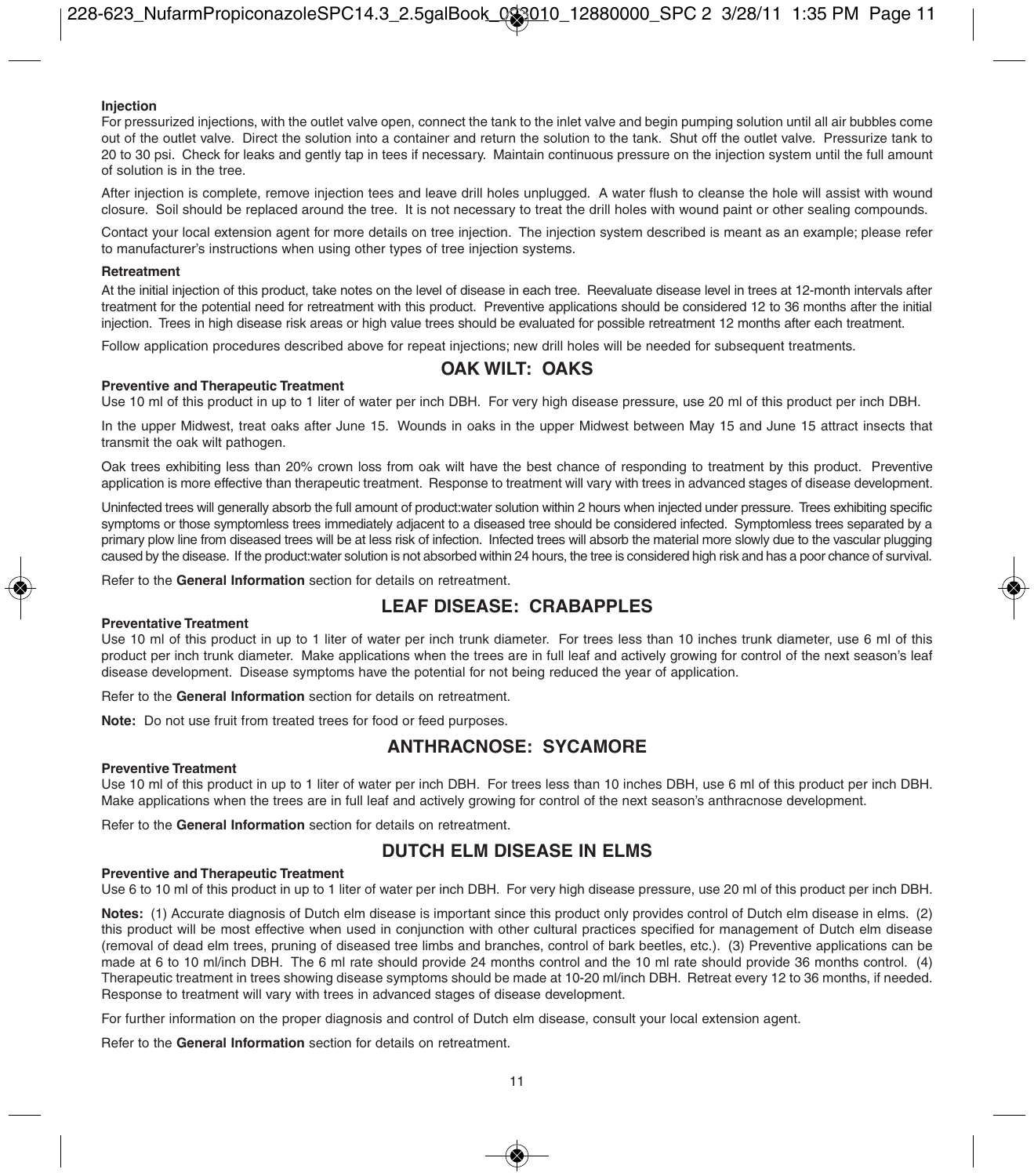**Injection**

For pressurized injections, with the outlet valve open, connect the tank to the inlet valve and begin pumping solution until all air bubbles come out of the outlet valve. Direct the solution into a container and return the solution to the tank. Shut off the outlet valve. Pressurize tank to 20 to 30 psi. Check for leaks and gently tap in tees if necessary. Maintain continuous pressure on the injection system until the full amount of solution is in the tree.

After injection is complete, remove injection tees and leave drill holes unplugged. A water flush to cleanse the hole will assist with wound closure. Soil should be replaced around the tree. It is not necessary to treat the drill holes with wound paint or other sealing compounds.

Contact your local extension agent for more details on tree injection. The injection system described is meant as an example; please refer to manufacturer's instructions when using other types of tree injection systems.

**Retreatment**

At the initial injection of this product, take notes on the level of disease in each tree. Reevaluate disease level in trees at 12-month intervals after treatment for the potential need for retreatment with this product. Preventive applications should be considered 12 to 36 months after the initial injection. Trees in high disease risk areas or high value trees should be evaluated for possible retreatment 12 months after each treatment.

Follow application procedures described above for repeat injections; new drill holes will be needed for subsequent treatments.

## OAK WILT: OAKS

**Preventive and Therapeutic Treatment**

Use 10 ml of this product in up to 1 liter of water per inch DBH. For very high disease pressure, use 20 ml of this product per inch DBH.

In the upper Midwest, treat oaks after June 15. Wounds in oaks in the upper Midwest between May 15 and June 15 attract insects that transmit the oak wilt pathogen.

Oak trees exhibiting less than 20% crown loss from oak wilt have the best chance of responding to treatment by this product. Preventive application is more effective than therapeutic treatment. Response to treatment will vary with trees in advanced stages of disease development.

Uninfected trees will generally absorb the full amount of product:water solution within 2 hours when injected under pressure. Trees exhibiting specific symptoms or those symptomless trees immediately adjacent to a diseased tree should be considered infected. Symptomless trees separated by a primary plow line from diseased trees will be at less risk of infection. Infected trees will absorb the material more slowly due to the vascular plugging caused by the disease. If the product:water solution is not absorbed within 24 hours, the tree is considered high risk and has a poor chance of survival.

Refer to the **General Information** section for details on retreatment.

## LEAF DISEASE: CRABAPPLES

**Preventative Treatment**

Use 10 ml of this product in up to 1 liter of water per inch trunk diameter. For trees less than 10 inches trunk diameter, use 6 ml of this product per inch trunk diameter. Make applications when the trees are in full leaf and actively growing for control of the next season's leaf disease development. Disease symptoms have the potential for not being reduced the year of application.

Refer to the **General Information** section for details on retreatment.

**Note:** Do not use fruit from treated trees for food or feed purposes.

## ANTHRACNOSE: SYCAMORE

**Preventive Treatment**

Use 10 ml of this product in up to 1 liter of water per inch DBH. For trees less than 10 inches DBH, use 6 ml of this product per inch DBH. Make applications when the trees are in full leaf and actively growing for control of the next season's anthracnose development.

Refer to the **General Information** section for details on retreatment.

## DUTCH ELM DISEASE IN ELMS

**Preventive and Therapeutic Treatment**

Use 6 to 10 ml of this product in up to 1 liter of water per inch DBH. For very high disease pressure, use 20 ml of this product per inch DBH.

**Notes:** (1) Accurate diagnosis of Dutch elm disease is important since this product only provides control of Dutch elm disease in elms. (2) this product will be most effective when used in conjunction with other cultural practices specified for management of Dutch elm disease (removal of dead elm trees, pruning of diseased tree limbs and branches, control of bark beetles, etc.). (3) Preventive applications can be made at 6 to 10 ml/inch DBH. The 6 ml rate should provide 24 months control and the 10 ml rate should provide 36 months control. (4) Therapeutic treatment in trees showing disease symptoms should be made at 10-20 ml/inch DBH. Retreat every 12 to 36 months, if needed. Response to treatment will vary with trees in advanced stages of disease development.

For further information on the proper diagnosis and control of Dutch elm disease, consult your local extension agent.

Refer to the **General Information** section for details on retreatment.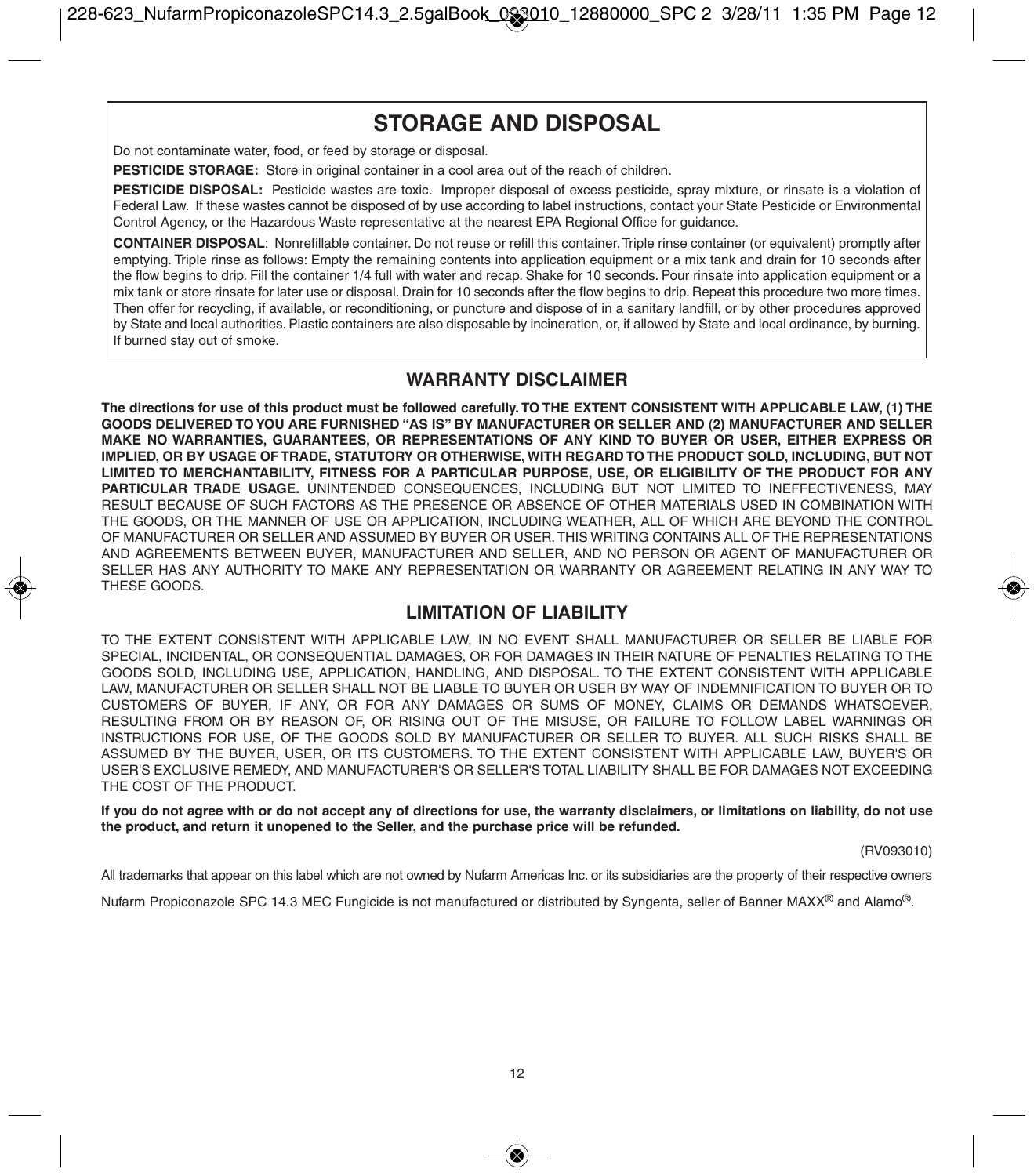## STORAGE AND DISPOSAL

Do not contaminate water, food, or feed by storage or disposal.

**PESTICIDE STORAGE:** Store in original container in a cool area out of the reach of children.

**PESTICIDE DISPOSAL:** Pesticide wastes are toxic. Improper disposal of excess pesticide, spray mixture, or rinsate is a violation of Federal Law. If these wastes cannot be disposed of by use according to label instructions, contact your State Pesticide or Environmental Control Agency, or the Hazardous Waste representative at the nearest EPA Regional Office for guidance.

**CONTAINER DISPOSAL**: Nonrefillable container. Do not reuse or refill this container. Triple rinse container (or equivalent) promptly after emptying. Triple rinse as follows: Empty the remaining contents into application equipment or a mix tank and drain for 10 seconds after the flow begins to drip. Fill the container 1/4 full with water and recap. Shake for 10 seconds. Pour rinsate into application equipment or a mix tank or store rinsate for later use or disposal. Drain for 10 seconds after the flow begins to drip. Repeat this procedure two more times. Then offer for recycling, if available, or reconditioning, or puncture and dispose of in a sanitary landfill, or by other procedures approved by State and local authorities. Plastic containers are also disposable by incineration, or, if allowed by State and local ordinance, by burning. If burned stay out of smoke.

## WARRANTY DISCLAIMER

**The directions for use of this product must be followed carefully. TO THE EXTENT CONSISTENT WITH APPLICABLE LAW, (1) THE GOODS DELIVERED TO YOU ARE FURNISHED "AS IS" BY MANUFACTURER OR SELLER AND (2) MANUFACTURER AND SELLER MAKE NO WARRANTIES, GUARANTEES, OR REPRESENTATIONS OF ANY KIND TO BUYER OR USER, EITHER EXPRESS OR IMPLIED, OR BY USAGE OF TRADE, STATUTORY OR OTHERWISE, WITH REGARD TO THE PRODUCT SOLD, INCLUDING, BUT NOT LIMITED TO MERCHANTABILITY, FITNESS FOR A PARTICULAR PURPOSE, USE, OR ELIGIBILITY OF THE PRODUCT FOR ANY PARTICULAR TRADE USAGE.** UNINTENDED CONSEQUENCES, INCLUDING BUT NOT LIMITED TO INEFFECTIVENESS, MAY RESULT BECAUSE OF SUCH FACTORS AS THE PRESENCE OR ABSENCE OF OTHER MATERIALS USED IN COMBINATION WITH THE GOODS, OR THE MANNER OF USE OR APPLICATION, INCLUDING WEATHER, ALL OF WHICH ARE BEYOND THE CONTROL OF MANUFACTURER OR SELLER AND ASSUMED BY BUYER OR USER. THIS WRITING CONTAINS ALL OF THE REPRESENTATIONS AND AGREEMENTS BETWEEN BUYER, MANUFACTURER AND SELLER, AND NO PERSON OR AGENT OF MANUFACTURER OR SELLER HAS ANY AUTHORITY TO MAKE ANY REPRESENTATION OR WARRANTY OR AGREEMENT RELATING IN ANY WAY TO THESE GOODS.

## LIMITATION OF LIABILITY

TO THE EXTENT CONSISTENT WITH APPLICABLE LAW, IN NO EVENT SHALL MANUFACTURER OR SELLER BE LIABLE FOR SPECIAL, INCIDENTAL, OR CONSEQUENTIAL DAMAGES, OR FOR DAMAGES IN THEIR NATURE OF PENALTIES RELATING TO THE GOODS SOLD, INCLUDING USE, APPLICATION, HANDLING, AND DISPOSAL. TO THE EXTENT CONSISTENT WITH APPLICABLE LAW, MANUFACTURER OR SELLER SHALL NOT BE LIABLE TO BUYER OR USER BY WAY OF INDEMNIFICATION TO BUYER OR TO CUSTOMERS OF BUYER, IF ANY, OR FOR ANY DAMAGES OR SUMS OF MONEY, CLAIMS OR DEMANDS WHATSOEVER, RESULTING FROM OR BY REASON OF, OR RISING OUT OF THE MISUSE, OR FAILURE TO FOLLOW LABEL WARNINGS OR INSTRUCTIONS FOR USE, OF THE GOODS SOLD BY MANUFACTURER OR SELLER TO BUYER. ALL SUCH RISKS SHALL BE ASSUMED BY THE BUYER, USER, OR ITS CUSTOMERS. TO THE EXTENT CONSISTENT WITH APPLICABLE LAW, BUYER'S OR USER'S EXCLUSIVE REMEDY, AND MANUFACTURER'S OR SELLER'S TOTAL LIABILITY SHALL BE FOR DAMAGES NOT EXCEEDING THE COST OF THE PRODUCT.

**If you do not agree with or do not accept any of directions for use, the warranty disclaimers, or limitations on liability, do not use the product, and return it unopened to the Seller, and the purchase price will be refunded.**

(RV093010)

All trademarks that appear on this label which are not owned by Nufarm Americas Inc. or its subsidiaries are the property of their respective owners

Nufarm Propiconazole SPC 14.3 MEC Fungicide is not manufactured or distributed by Syngenta, seller of Banner MAXX® and Alamo®.